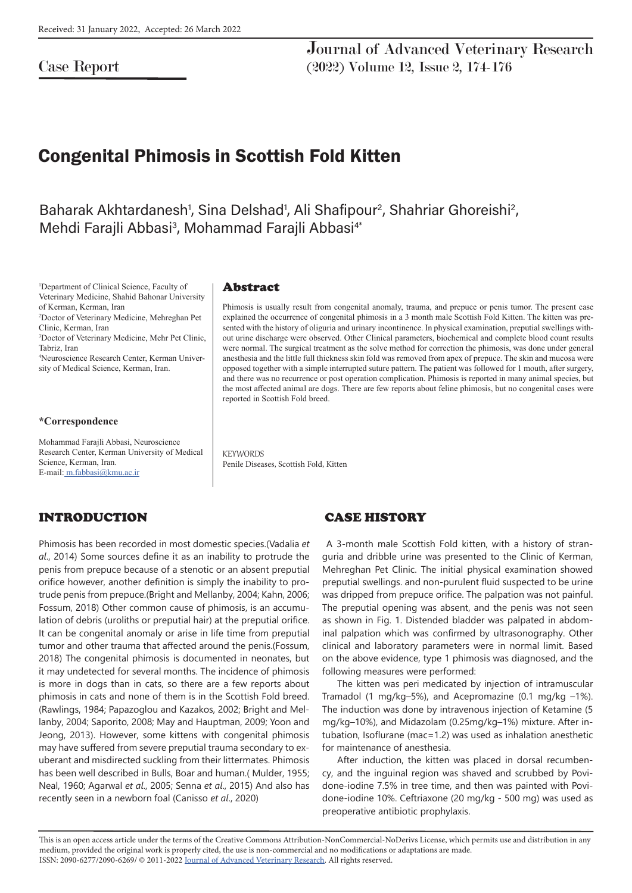Received: 31 January 2022, Accepted: 26 March 2022

Case Report

# Congenital Phimosis in Scottish Fold Kitten

Baharak Akhtardanesh[1], Sina Delshad[1], Ali Shafipour[2], Shahriar Ghoreishi[2], Mehdi Farajli Abbasi[3], Mohammad Farajli Abbasi[4*]

[1]Department of Clinical Science, Faculty of Veterinary Medicine, Shahid Bahonar University of Kerman, Kerman, Iran
[2]Doctor of Veterinary Medicine, Mehreghan Pet Clinic, Kerman, Iran
[3]Doctor of Veterinary Medicine, Mehr Pet Clinic, Tabriz, Iran
[4]Neuroscience Research Center, Kerman University of Medical Science, Kerman, Iran.

**\*Correspondence**

Mohammad Farajli Abbasi, Neuroscience Research Center, Kerman University of Medical Science, Kerman, Iran.
E-mail: m.fabbasi@kmu.ac.ir

## Abstract

Phimosis is usually result from congenital anomaly, trauma, and prepuce or penis tumor. The present case explained the occurrence of congenital phimosis in a 3 month male Scottish Fold Kitten. The kitten was presented with the history of oliguria and urinary incontinence. In physical examination, preputial swellings without urine discharge were observed. Other Clinical parameters, biochemical and complete blood count results were normal. The surgical treatment as the solve method for correction the phimosis, was done under general anesthesia and the little full thickness skin fold was removed from apex of prepuce. The skin and mucosa were opposed together with a simple interrupted suture pattern. The patient was followed for 1 mouth, after surgery, and there was no recurrence or post operation complication. Phimosis is reported in many animal species, but the most affected animal are dogs. There are few reports about feline phimosis, but no congenital cases were reported in Scottish Fold breed.

KEYWORDS
Penile Diseases, Scottish Fold, Kitten

## INTRODUCTION

Phimosis has been recorded in most domestic species.(Vadalia *et al*., 2014) Some sources define it as an inability to protrude the penis from prepuce because of a stenotic or an absent preputial orifice however, another definition is simply the inability to protrude penis from prepuce.(Bright and Mellanby, 2004; Kahn, 2006; Fossum, 2018) Other common cause of phimosis, is an accumulation of debris (uroliths or preputial hair) at the preputial orifice. It can be congenital anomaly or arise in life time from preputial tumor and other trauma that affected around the penis.(Fossum, 2018) The congenital phimosis is documented in neonates, but it may undetected for several months. The incidence of phimosis is more in dogs than in cats, so there are a few reports about phimosis in cats and none of them is in the Scottish Fold breed.(Rawlings, 1984; Papazoglou and Kazakos, 2002; Bright and Mellanby, 2004; Saporito, 2008; May and Hauptman, 2009; Yoon and Jeong, 2013). However, some kittens with congenital phimosis may have suffered from severe preputial trauma secondary to exuberant and misdirected suckling from their littermates. Phimosis has been well described in Bulls, Boar and human.( Mulder, 1955; Neal, 1960; Agarwal *et al*., 2005; Senna *et al*., 2015) And also has recently seen in a newborn foal (Canisso *et al*., 2020)

## CASE HISTORY

A 3-month male Scottish Fold kitten, with a history of stranguria and dribble urine was presented to the Clinic of Kerman, Mehreghan Pet Clinic. The initial physical examination showed preputial swellings. and non-purulent fluid suspected to be urine was dripped from prepuce orifice. The palpation was not painful. The preputial opening was absent, and the penis was not seen as shown in Fig. 1. Distended bladder was palpated in abdominal palpation which was confirmed by ultrasonography. Other clinical and laboratory parameters were in normal limit. Based on the above evidence, type 1 phimosis was diagnosed, and the following measures were performed:

The kitten was peri medicated by injection of intramuscular Tramadol (1 mg/kg–5%), and Acepromazine (0.1 mg/kg –1%). The induction was done by intravenous injection of Ketamine (5 mg/kg–10%), and Midazolam (0.25mg/kg–1%) mixture. After intubation, Isoflurane (mac=1.2) was used as inhalation anesthetic for maintenance of anesthesia.

After induction, the kitten was placed in dorsal recumbency, and the inguinal region was shaved and scrubbed by Povidone-iodine 7.5% in tree time, and then was painted with Povidone-iodine 10%. Ceftriaxone (20 mg/kg - 500 mg) was used as preoperative antibiotic prophylaxis.

This is an open access article under the terms of the Creative Commons Attribution-NonCommercial-NoDerivs License, which permits use and distribution in any medium, provided the original work is properly cited, the use is non-commercial and no modifications or adaptations are made.
ISSN: 2090-6277/2090-6269/ © 2011-2022 Journal of Advanced Veterinary Research. All rights reserved.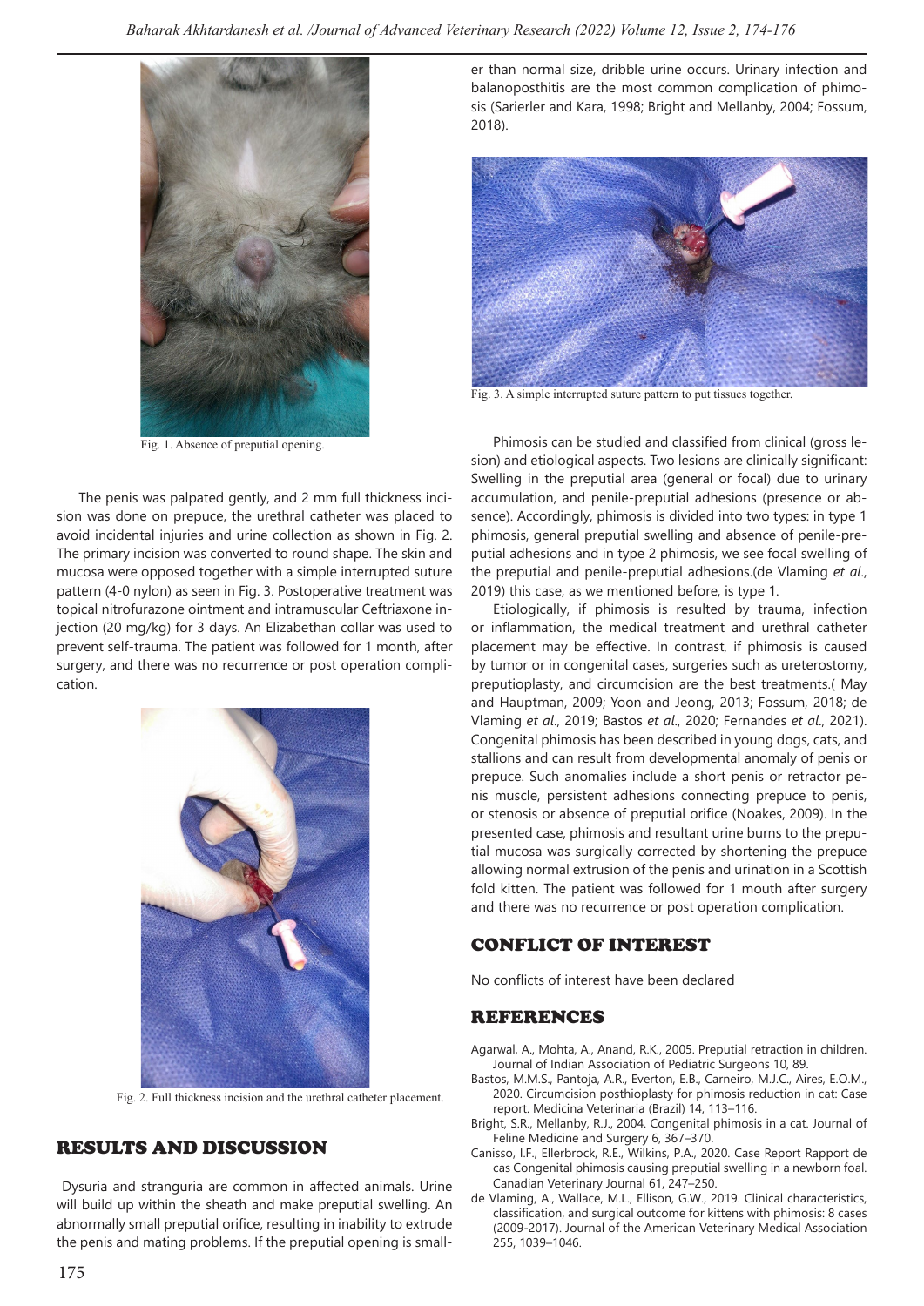Fig. 1. Absence of preputial opening.

The penis was palpated gently, and 2 mm full thickness incision was done on prepuce, the urethral catheter was placed to avoid incidental injuries and urine collection as shown in Fig. 2. The primary incision was converted to round shape. The skin and mucosa were opposed together with a simple interrupted suture pattern (4-0 nylon) as seen in Fig. 3. Postoperative treatment was topical nitrofurazone ointment and intramuscular Ceftriaxone injection (20 mg/kg) for 3 days. An Elizabethan collar was used to prevent self-trauma. The patient was followed for 1 month, after surgery, and there was no recurrence or post operation complication.

Fig. 2. Full thickness incision and the urethral catheter placement.

## RESULTS AND DISCUSSION

Dysuria and stranguria are common in affected animals. Urine will build up within the sheath and make preputial swelling. An abnormally small preputial orifice, resulting in inability to extrude the penis and mating problems. If the preputial opening is smaller than normal size, dribble urine occurs. Urinary infection and balanoposthitis are the most common complication of phimosis (Sarierler and Kara, 1998; Bright and Mellanby, 2004; Fossum, 2018).

Fig. 3. A simple interrupted suture pattern to put tissues together.

Phimosis can be studied and classified from clinical (gross lesion) and etiological aspects. Two lesions are clinically significant: Swelling in the preputial area (general or focal) due to urinary accumulation, and penile-preputial adhesions (presence or absence). Accordingly, phimosis is divided into two types: in type 1 phimosis, general preputial swelling and absence of penile-preputial adhesions and in type 2 phimosis, we see focal swelling of the preputial and penile-preputial adhesions.(de Vlaming *et al*., 2019) this case, as we mentioned before, is type 1.

Etiologically, if phimosis is resulted by trauma, infection or inflammation, the medical treatment and urethral catheter placement may be effective. In contrast, if phimosis is caused by tumor or in congenital cases, surgeries such as ureterostomy, preputioplasty, and circumcision are the best treatments.( May and Hauptman, 2009; Yoon and Jeong, 2013; Fossum, 2018; de Vlaming *et al*., 2019; Bastos *et al*., 2020; Fernandes *et al*., 2021). Congenital phimosis has been described in young dogs, cats, and stallions and can result from developmental anomaly of penis or prepuce. Such anomalies include a short penis or retractor penis muscle, persistent adhesions connecting prepuce to penis, or stenosis or absence of preputial orifice (Noakes, 2009). In the presented case, phimosis and resultant urine burns to the preputial mucosa was surgically corrected by shortening the prepuce allowing normal extrusion of the penis and urination in a Scottish fold kitten. The patient was followed for 1 mouth after surgery and there was no recurrence or post operation complication.

## CONFLICT OF INTEREST

No conflicts of interest have been declared

## REFERENCES

Agarwal, A., Mohta, A., Anand, R.K., 2005. Preputial retraction in children. Journal of Indian Association of Pediatric Surgeons 10, 89.

Bastos, M.M.S., Pantoja, A.R., Everton, E.B., Carneiro, M.J.C., Aires, E.O.M., 2020. Circumcision posthioplasty for phimosis reduction in cat: Case report. Medicina Veterinaria (Brazil) 14, 113–116.

Bright, S.R., Mellanby, R.J., 2004. Congenital phimosis in a cat. Journal of Feline Medicine and Surgery 6, 367–370.

Canisso, I.F., Ellerbrock, R.E., Wilkins, P.A., 2020. Case Report Rapport de cas Congenital phimosis causing preputial swelling in a newborn foal. Canadian Veterinary Journal 61, 247–250.

de Vlaming, A., Wallace, M.L., Ellison, G.W., 2019. Clinical characteristics, classification, and surgical outcome for kittens with phimosis: 8 cases (2009-2017). Journal of the American Veterinary Medical Association 255, 1039–1046.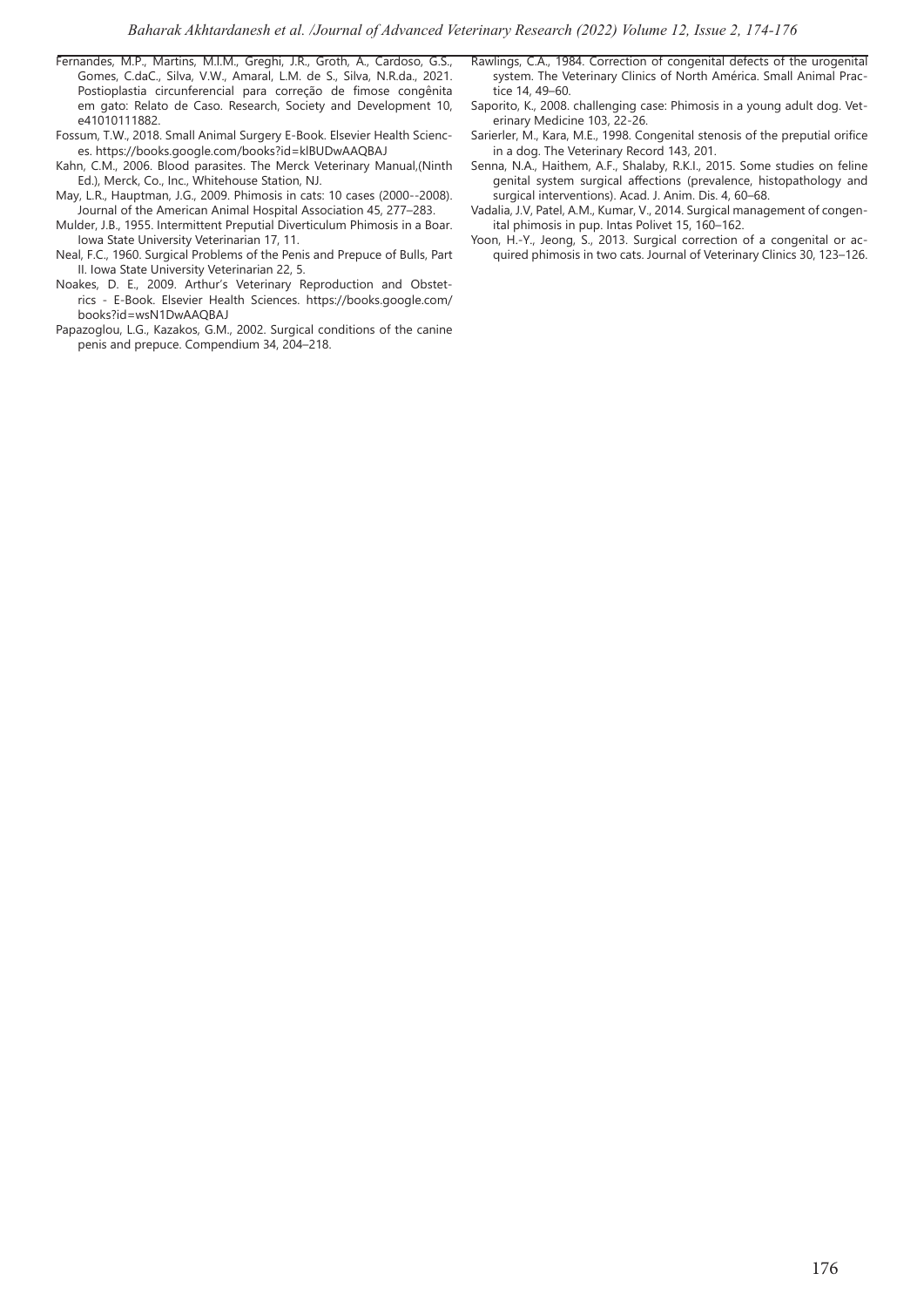Fernandes, M.P., Martins, M.I.M., Greghi, J.R., Groth, A., Cardoso, G.S., Gomes, C.daC., Silva, V.W., Amaral, L.M. de S., Silva, N.R.da., 2021. Postioplastia circunferencial para correção de fimose congênita em gato: Relato de Caso. Research, Society and Development 10, e41010111882.

Fossum, T.W., 2018. Small Animal Surgery E-Book. Elsevier Health Sciences. https://books.google.com/books?id=klBUDwAAQBAJ

Kahn, C.M., 2006. Blood parasites. The Merck Veterinary Manual,(Ninth Ed.), Merck, Co., Inc., Whitehouse Station, NJ.

May, L.R., Hauptman, J.G., 2009. Phimosis in cats: 10 cases (2000--2008). Journal of the American Animal Hospital Association 45, 277–283.

Mulder, J.B., 1955. Intermittent Preputial Diverticulum Phimosis in a Boar. Iowa State University Veterinarian 17, 11.

Neal, F.C., 1960. Surgical Problems of the Penis and Prepuce of Bulls, Part II. Iowa State University Veterinarian 22, 5.

Noakes, D. E., 2009. Arthur's Veterinary Reproduction and Obstetrics - E-Book. Elsevier Health Sciences. https://books.google.com/books?id=wsN1DwAAQBAJ

Papazoglou, L.G., Kazakos, G.M., 2002. Surgical conditions of the canine penis and prepuce. Compendium 34, 204–218.

Rawlings, C.A., 1984. Correction of congenital defects of the urogenital system. The Veterinary Clinics of North América. Small Animal Practice 14, 49–60.

Saporito, K., 2008. challenging case: Phimosis in a young adult dog. Veterinary Medicine 103, 22-26.

Sarierler, M., Kara, M.E., 1998. Congenital stenosis of the preputial orifice in a dog. The Veterinary Record 143, 201.

Senna, N.A., Haithem, A.F., Shalaby, R.K.I., 2015. Some studies on feline genital system surgical affections (prevalence, histopathology and surgical interventions). Acad. J. Anim. Dis. 4, 60–68.

Vadalia, J.V, Patel, A.M., Kumar, V., 2014. Surgical management of congenital phimosis in pup. Intas Polivet 15, 160–162.

Yoon, H.-Y., Jeong, S., 2013. Surgical correction of a congenital or acquired phimosis in two cats. Journal of Veterinary Clinics 30, 123–126.